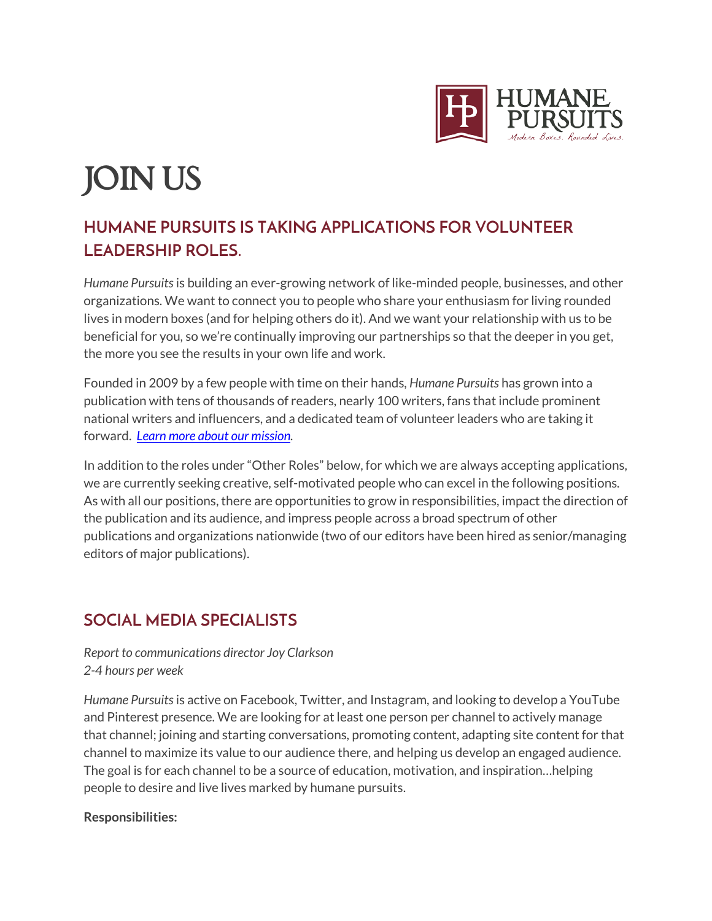# JOIN US

## HUMANE PURSUITS IS TAKING APPLICATIONS FOR VOLUNTEER LEADERSHIP ROLES.

*Humane Pursuits* is building an ever-growing network of like-minded people, businesses, and other organizations. We want to connect you to people who share your enthusiasm for living rounded lives in modern boxes (and for helping others do it). And we want your relationship with us to be beneficial for you, so we're continually improving our partnerships so that the deeper in you get, the more you see the results in your own life and work.

Founded in 2009 by a few people with time on their hands, *Humane Pursuits* has grown into a publication with tens of thousands of readers, nearly 100 writers, fans that include prominent national writers and influencers, and a dedicated team of volunteer leaders who are taking it forward. *Learn more about our mission*.

In addition to the roles under "Other Roles" below, for which we are always accepting applications, we are currently seeking creative, self-motivated people who can excel in the following positions. As with all our positions, there are opportunities to grow in responsibilities, impact the direction of the publication and its audience, and impress people across a broad spectrum of other publications and organizations nationwide (two of our editors have been hired as senior/managing editors of major publications).

## SOCIAL MEDIA SPECIALISTS

*Report to communications director Joy Clarkson*
*2-4 hours per week*

*Humane Pursuits* is active on Facebook, Twitter, and Instagram, and looking to develop a YouTube and Pinterest presence. We are looking for at least one person per channel to actively manage that channel; joining and starting conversations, promoting content, adapting site content for that channel to maximize its value to our audience there, and helping us develop an engaged audience. The goal is for each channel to be a source of education, motivation, and inspiration…helping people to desire and live lives marked by humane pursuits.

**Responsibilities:**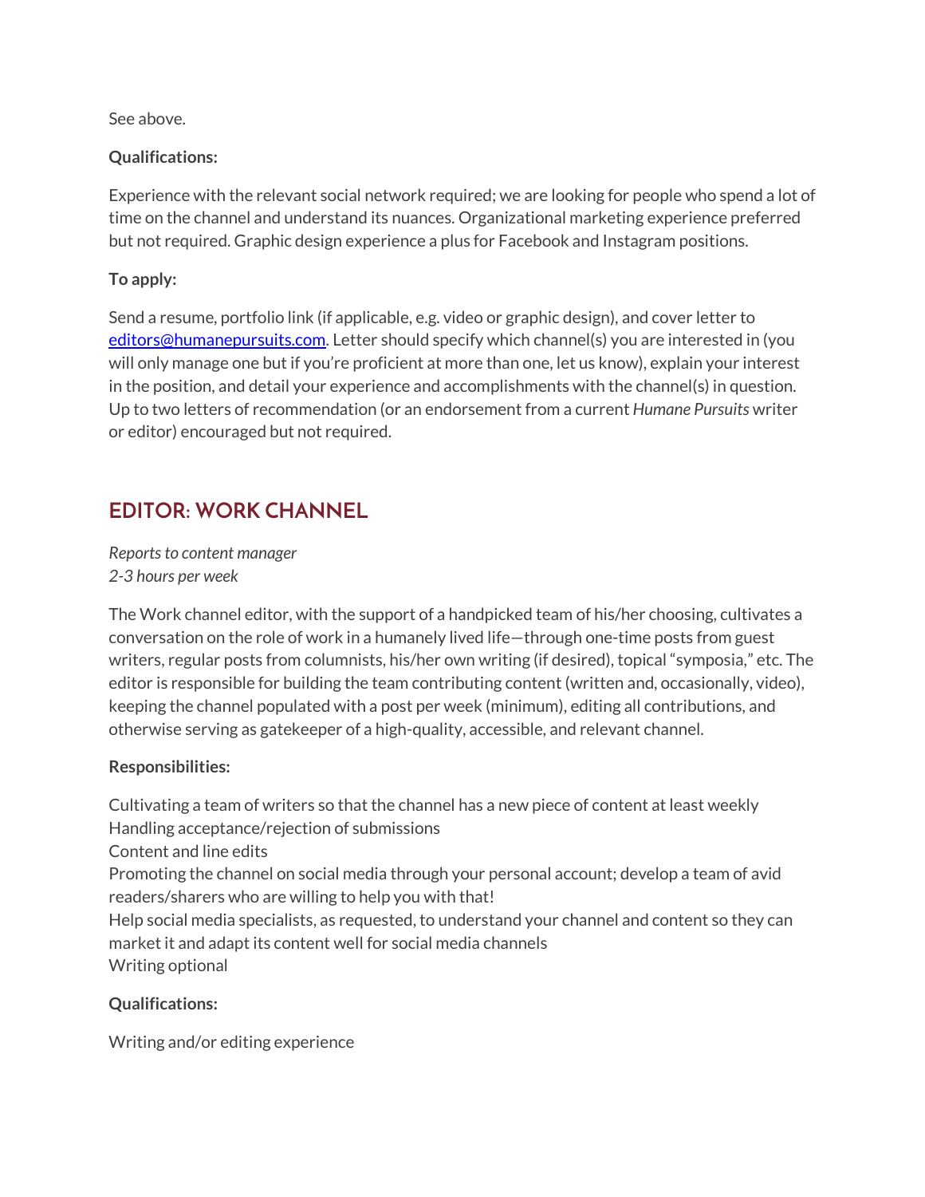See above.

**Qualifications:**

Experience with the relevant social network required; we are looking for people who spend a lot of time on the channel and understand its nuances. Organizational marketing experience preferred but not required. Graphic design experience a plus for Facebook and Instagram positions.

**To apply:**

Send a resume, portfolio link (if applicable, e.g. video or graphic design), and cover letter to [editors@humanepursuits.com](mailto:editors@humanepursuits.com). Letter should specify which channel(s) you are interested in (you will only manage one but if you're proficient at more than one, let us know), explain your interest in the position, and detail your experience and accomplishments with the channel(s) in question. Up to two letters of recommendation (or an endorsement from a current *Humane Pursuits* writer or editor) encouraged but not required.

## EDITOR: WORK CHANNEL

*Reports to content manager*
*2-3 hours per week*

The Work channel editor, with the support of a handpicked team of his/her choosing, cultivates a conversation on the role of work in a humanely lived life—through one-time posts from guest writers, regular posts from columnists, his/her own writing (if desired), topical "symposia," etc. The editor is responsible for building the team contributing content (written and, occasionally, video), keeping the channel populated with a post per week (minimum), editing all contributions, and otherwise serving as gatekeeper of a high-quality, accessible, and relevant channel.

**Responsibilities:**

Cultivating a team of writers so that the channel has a new piece of content at least weekly
Handling acceptance/rejection of submissions
Content and line edits
Promoting the channel on social media through your personal account; develop a team of avid readers/sharers who are willing to help you with that!
Help social media specialists, as requested, to understand your channel and content so they can market it and adapt its content well for social media channels
Writing optional

**Qualifications:**

Writing and/or editing experience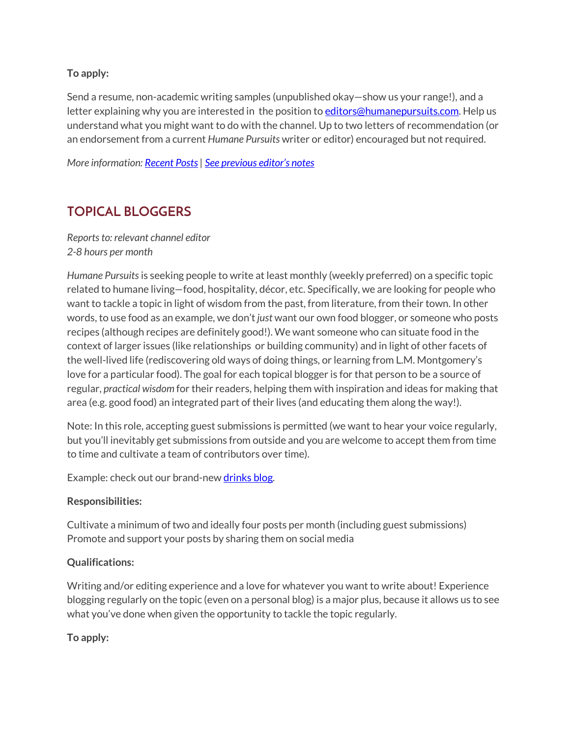**To apply:**

Send a resume, non-academic writing samples (unpublished okay—show us your range!), and a letter explaining why you are interested in the position to [editors@humanepursuits.com](mailto:editors@humanepursuits.com). Help us understand what you might want to do with the channel. Up to two letters of recommendation (or an endorsement from a current *Humane Pursuits* writer or editor) encouraged but not required.

*More information: [Recent Posts](#) | [See previous editor's notes](#)*

## TOPICAL BLOGGERS

*Reports to: relevant channel editor*
*2-8 hours per month*

*Humane Pursuits* is seeking people to write at least monthly (weekly preferred) on a specific topic related to humane living—food, hospitality, décor, etc. Specifically, we are looking for people who want to tackle a topic in light of wisdom from the past, from literature, from their town. In other words, to use food as an example, we don't *just* want our own food blogger, or someone who posts recipes (although recipes are definitely good!). We want someone who can situate food in the context of larger issues (like relationships or building community) and in light of other facets of the well-lived life (rediscovering old ways of doing things, or learning from L.M. Montgomery's love for a particular food). The goal for each topical blogger is for that person to be a source of regular, *practical wisdom* for their readers, helping them with inspiration and ideas for making that area (e.g. good food) an integrated part of their lives (and educating them along the way!).

Note: In this role, accepting guest submissions is permitted (we want to hear your voice regularly, but you'll inevitably get submissions from outside and you are welcome to accept them from time to time and cultivate a team of contributors over time).

Example: check out our brand-new [drinks blog](#).

**Responsibilities:**

Cultivate a minimum of two and ideally four posts per month (including guest submissions)
Promote and support your posts by sharing them on social media

**Qualifications:**

Writing and/or editing experience and a love for whatever you want to write about! Experience blogging regularly on the topic (even on a personal blog) is a major plus, because it allows us to see what you've done when given the opportunity to tackle the topic regularly.

**To apply:**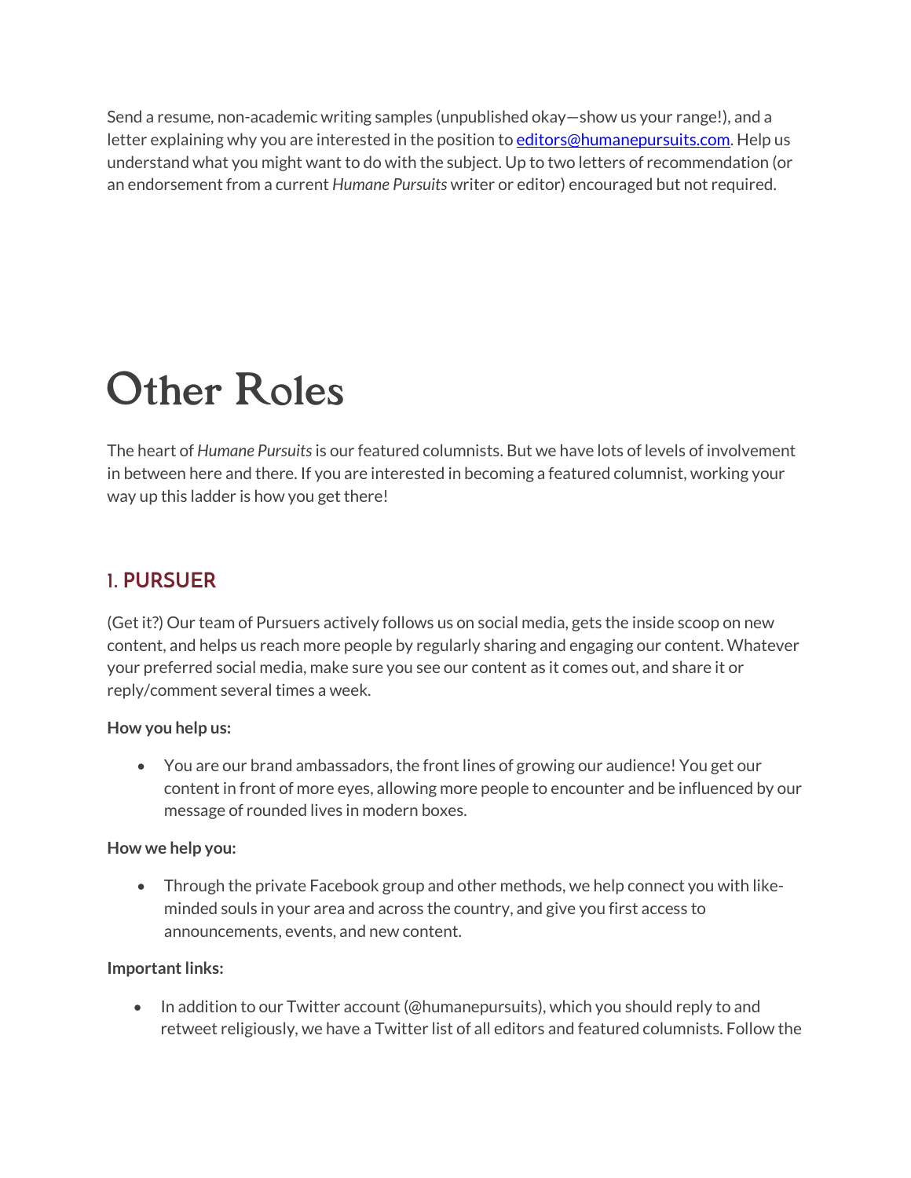Send a resume, non-academic writing samples (unpublished okay—show us your range!), and a letter explaining why you are interested in the position to [editors@humanepursuits.com](mailto:editors@humanepursuits.com). Help us understand what you might want to do with the subject. Up to two letters of recommendation (or an endorsement from a current *Humane Pursuits* writer or editor) encouraged but not required.

# Other Roles

The heart of *Humane Pursuits* is our featured columnists. But we have lots of levels of involvement in between here and there. If you are interested in becoming a featured columnist, working your way up this ladder is how you get there!

## 1. PURSUER

(Get it?) Our team of Pursuers actively follows us on social media, gets the inside scoop on new content, and helps us reach more people by regularly sharing and engaging our content. Whatever your preferred social media, make sure you see our content as it comes out, and share it or reply/comment several times a week.

**How you help us:**

- You are our brand ambassadors, the front lines of growing our audience! You get our content in front of more eyes, allowing more people to encounter and be influenced by our message of rounded lives in modern boxes.

**How we help you:**

- Through the private Facebook group and other methods, we help connect you with like-minded souls in your area and across the country, and give you first access to announcements, events, and new content.

**Important links:**

- In addition to our Twitter account (@humanepursuits), which you should reply to and retweet religiously, we have a Twitter list of all editors and featured columnists. Follow the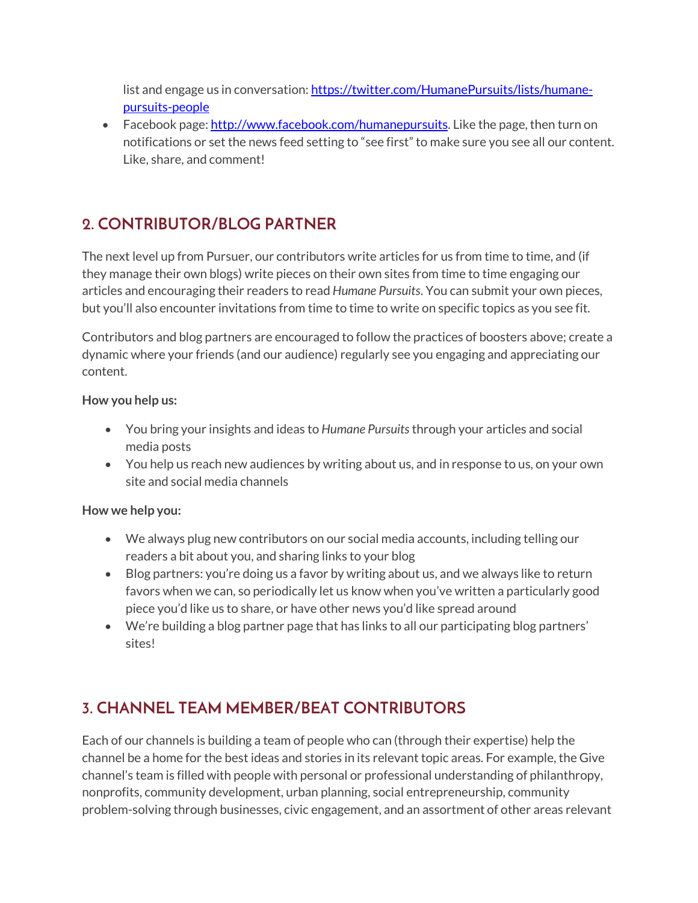list and engage us in conversation: [https://twitter.com/HumanePursuits/lists/humane-pursuits-people](https://twitter.com/HumanePursuits/lists/humane-pursuits-people)

- Facebook page: [http://www.facebook.com/humanepursuits](http://www.facebook.com/humanepursuits). Like the page, then turn on notifications or set the news feed setting to "see first" to make sure you see all our content. Like, share, and comment!

## 2. CONTRIBUTOR/BLOG PARTNER

The next level up from Pursuer, our contributors write articles for us from time to time, and (if they manage their own blogs) write pieces on their own sites from time to time engaging our articles and encouraging their readers to read *Humane Pursuits*. You can submit your own pieces, but you'll also encounter invitations from time to time to write on specific topics as you see fit.

Contributors and blog partners are encouraged to follow the practices of boosters above; create a dynamic where your friends (and our audience) regularly see you engaging and appreciating our content.

**How you help us:**

- You bring your insights and ideas to *Humane Pursuits* through your articles and social media posts
- You help us reach new audiences by writing about us, and in response to us, on your own site and social media channels

**How we help you:**

- We always plug new contributors on our social media accounts, including telling our readers a bit about you, and sharing links to your blog
- Blog partners: you're doing us a favor by writing about us, and we always like to return favors when we can, so periodically let us know when you've written a particularly good piece you'd like us to share, or have other news you'd like spread around
- We're building a blog partner page that has links to all our participating blog partners' sites!

## 3. CHANNEL TEAM MEMBER/BEAT CONTRIBUTORS

Each of our channels is building a team of people who can (through their expertise) help the channel be a home for the best ideas and stories in its relevant topic areas. For example, the Give channel's team is filled with people with personal or professional understanding of philanthropy, nonprofits, community development, urban planning, social entrepreneurship, community problem-solving through businesses, civic engagement, and an assortment of other areas relevant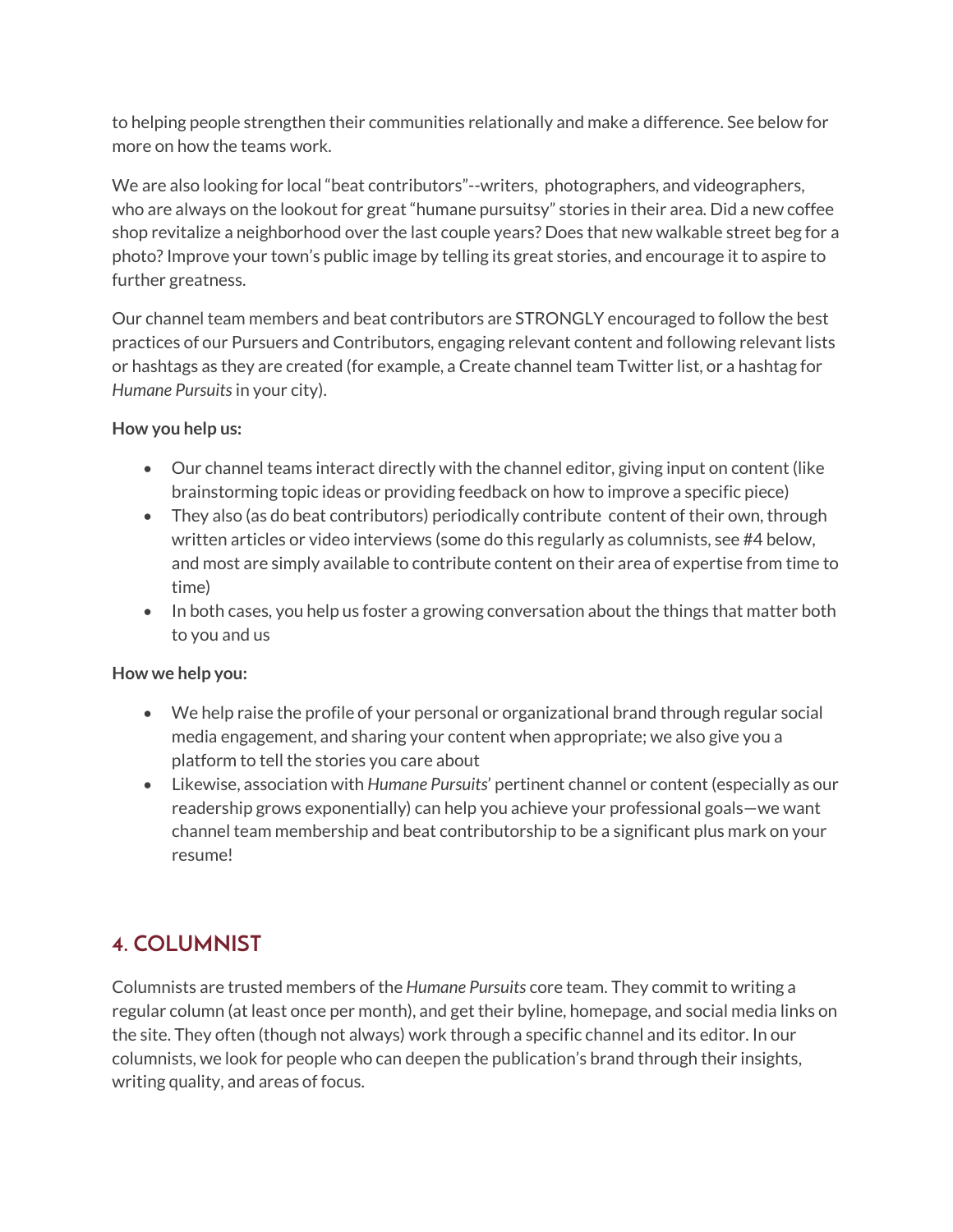to helping people strengthen their communities relationally and make a difference. See below for more on how the teams work.

We are also looking for local "beat contributors"--writers, photographers, and videographers, who are always on the lookout for great "humane pursuitsy" stories in their area. Did a new coffee shop revitalize a neighborhood over the last couple years? Does that new walkable street beg for a photo? Improve your town's public image by telling its great stories, and encourage it to aspire to further greatness.

Our channel team members and beat contributors are STRONGLY encouraged to follow the best practices of our Pursuers and Contributors, engaging relevant content and following relevant lists or hashtags as they are created (for example, a Create channel team Twitter list, or a hashtag for *Humane Pursuits* in your city).

**How you help us:**

- Our channel teams interact directly with the channel editor, giving input on content (like brainstorming topic ideas or providing feedback on how to improve a specific piece)
- They also (as do beat contributors) periodically contribute content of their own, through written articles or video interviews (some do this regularly as columnists, see #4 below, and most are simply available to contribute content on their area of expertise from time to time)
- In both cases, you help us foster a growing conversation about the things that matter both to you and us

**How we help you:**

- We help raise the profile of your personal or organizational brand through regular social media engagement, and sharing your content when appropriate; we also give you a platform to tell the stories you care about
- Likewise, association with *Humane Pursuits*' pertinent channel or content (especially as our readership grows exponentially) can help you achieve your professional goals—we want channel team membership and beat contributorship to be a significant plus mark on your resume!

## 4. COLUMNIST

Columnists are trusted members of the *Humane Pursuits* core team. They commit to writing a regular column (at least once per month), and get their byline, homepage, and social media links on the site. They often (though not always) work through a specific channel and its editor. In our columnists, we look for people who can deepen the publication's brand through their insights, writing quality, and areas of focus.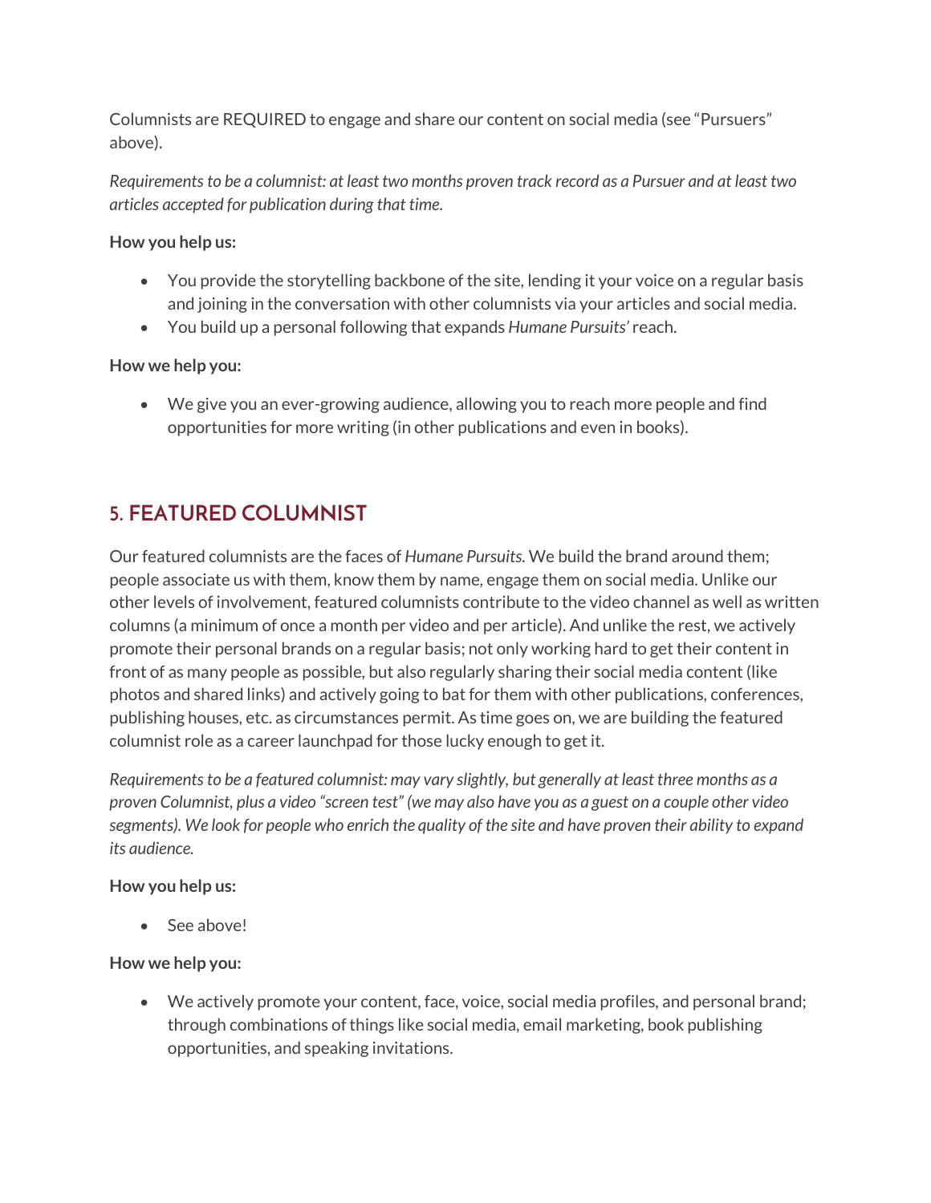Columnists are REQUIRED to engage and share our content on social media (see "Pursuers" above).

*Requirements to be a columnist: at least two months proven track record as a Pursuer and at least two articles accepted for publication during that time.*

**How you help us:**

- You provide the storytelling backbone of the site, lending it your voice on a regular basis and joining in the conversation with other columnists via your articles and social media.
- You build up a personal following that expands *Humane Pursuits'* reach.

**How we help you:**

- We give you an ever-growing audience, allowing you to reach more people and find opportunities for more writing (in other publications and even in books).

## 5. FEATURED COLUMNIST

Our featured columnists are the faces of *Humane Pursuits.* We build the brand around them; people associate us with them, know them by name, engage them on social media. Unlike our other levels of involvement, featured columnists contribute to the video channel as well as written columns (a minimum of once a month per video and per article). And unlike the rest, we actively promote their personal brands on a regular basis; not only working hard to get their content in front of as many people as possible, but also regularly sharing their social media content (like photos and shared links) and actively going to bat for them with other publications, conferences, publishing houses, etc. as circumstances permit. As time goes on, we are building the featured columnist role as a career launchpad for those lucky enough to get it.

*Requirements to be a featured columnist: may vary slightly, but generally at least three months as a proven Columnist, plus a video "screen test" (we may also have you as a guest on a couple other video segments). We look for people who enrich the quality of the site and have proven their ability to expand its audience.*

**How you help us:**

- See above!

**How we help you:**

- We actively promote your content, face, voice, social media profiles, and personal brand; through combinations of things like social media, email marketing, book publishing opportunities, and speaking invitations.